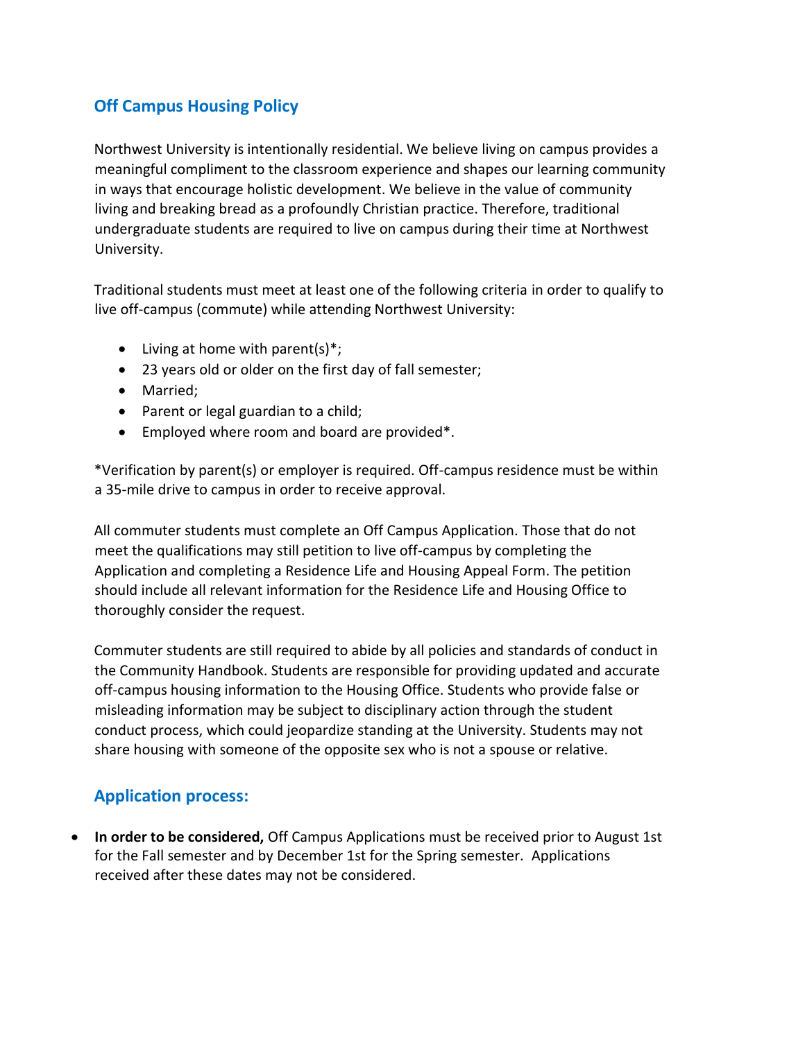## Off Campus Housing Policy

Northwest University is intentionally residential. We believe living on campus provides a meaningful compliment to the classroom experience and shapes our learning community in ways that encourage holistic development. We believe in the value of community living and breaking bread as a profoundly Christian practice. Therefore, traditional undergraduate students are required to live on campus during their time at Northwest University.

Traditional students must meet at least one of the following criteria in order to qualify to live off-campus (commute) while attending Northwest University:

- Living at home with parent(s)*;
- 23 years old or older on the first day of fall semester;
- Married;
- Parent or legal guardian to a child;
- Employed where room and board are provided*.

*Verification by parent(s) or employer is required. Off-campus residence must be within a 35-mile drive to campus in order to receive approval.

All commuter students must complete an Off Campus Application. Those that do not meet the qualifications may still petition to live off-campus by completing the Application and completing a Residence Life and Housing Appeal Form. The petition should include all relevant information for the Residence Life and Housing Office to thoroughly consider the request.

Commuter students are still required to abide by all policies and standards of conduct in the Community Handbook. Students are responsible for providing updated and accurate off-campus housing information to the Housing Office. Students who provide false or misleading information may be subject to disciplinary action through the student conduct process, which could jeopardize standing at the University. Students may not share housing with someone of the opposite sex who is not a spouse or relative.

## Application process:

- **In order to be considered,** Off Campus Applications must be received prior to August 1st for the Fall semester and by December 1st for the Spring semester. Applications received after these dates may not be considered.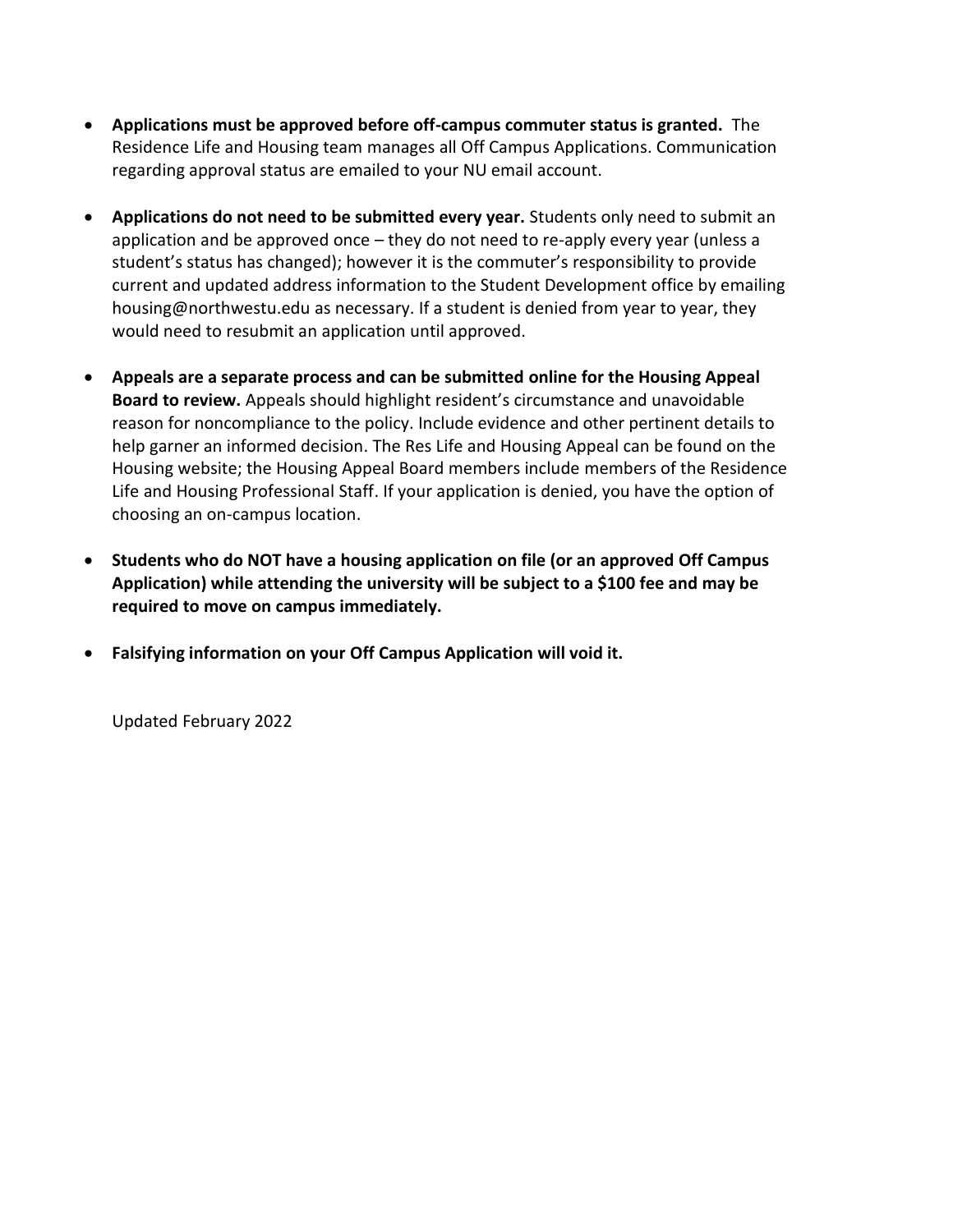- **Applications must be approved before off-campus commuter status is granted.** The Residence Life and Housing team manages all Off Campus Applications. Communication regarding approval status are emailed to your NU email account.

- **Applications do not need to be submitted every year.** Students only need to submit an application and be approved once – they do not need to re-apply every year (unless a student's status has changed); however it is the commuter's responsibility to provide current and updated address information to the Student Development office by emailing housing@northwestu.edu as necessary. If a student is denied from year to year, they would need to resubmit an application until approved.

- **Appeals are a separate process and can be submitted online for the Housing Appeal Board to review.** Appeals should highlight resident's circumstance and unavoidable reason for noncompliance to the policy. Include evidence and other pertinent details to help garner an informed decision. The Res Life and Housing Appeal can be found on the Housing website; the Housing Appeal Board members include members of the Residence Life and Housing Professional Staff. If your application is denied, you have the option of choosing an on-campus location.

- **Students who do NOT have a housing application on file (or an approved Off Campus Application) while attending the university will be subject to a $100 fee and may be required to move on campus immediately.**

- **Falsifying information on your Off Campus Application will void it.**

Updated February 2022